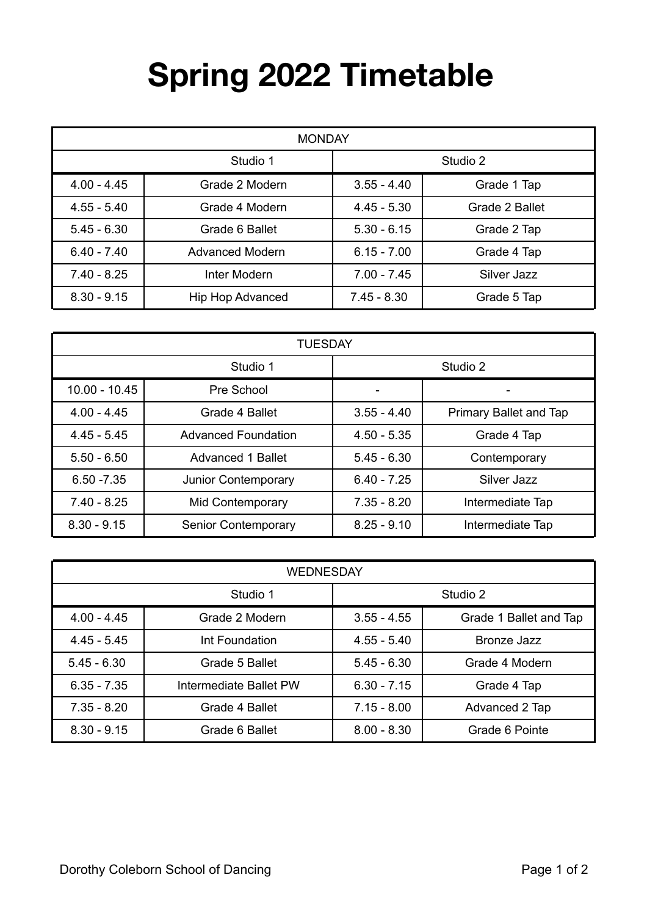# Spring 2022 Timetable

| MONDAY | | | |
|---|---|---|---|
| Studio 1 | | Studio 2 | |
| 4.00 - 4.45 | Grade 2 Modern | 3.55 - 4.40 | Grade 1 Tap |
| 4.55 - 5.40 | Grade 4 Modern | 4.45 - 5.30 | Grade 2 Ballet |
| 5.45 - 6.30 | Grade 6 Ballet | 5.30 - 6.15 | Grade 2 Tap |
| 6.40 - 7.40 | Advanced Modern | 6.15 - 7.00 | Grade 4 Tap |
| 7.40 - 8.25 | Inter Modern | 7.00 - 7.45 | Silver Jazz |
| 8.30 - 9.15 | Hip Hop Advanced | 7.45 - 8.30 | Grade 5 Tap |

| TUESDAY | | | |
|---|---|---|---|
| Studio 1 | | Studio 2 | |
| 10.00 - 10.45 | Pre School | - | - |
| 4.00 - 4.45 | Grade 4 Ballet | 3.55 - 4.40 | Primary Ballet and Tap |
| 4.45 - 5.45 | Advanced Foundation | 4.50 - 5.35 | Grade 4 Tap |
| 5.50 - 6.50 | Advanced 1 Ballet | 5.45 - 6.30 | Contemporary |
| 6.50 -7.35 | Junior Contemporary | 6.40 - 7.25 | Silver Jazz |
| 7.40 - 8.25 | Mid Contemporary | 7.35 - 8.20 | Intermediate Tap |
| 8.30 - 9.15 | Senior Contemporary | 8.25 - 9.10 | Intermediate Tap |

| WEDNESDAY | | | |
|---|---|---|---|
| Studio 1 | | Studio 2 | |
| 4.00 - 4.45 | Grade 2 Modern | 3.55 - 4.55 | Grade 1 Ballet and Tap |
| 4.45 - 5.45 | Int Foundation | 4.55 - 5.40 | Bronze Jazz |
| 5.45 - 6.30 | Grade 5 Ballet | 5.45 - 6.30 | Grade 4 Modern |
| 6.35 - 7.35 | Intermediate Ballet PW | 6.30 - 7.15 | Grade 4 Tap |
| 7.35 - 8.20 | Grade 4 Ballet | 7.15 - 8.00 | Advanced 2 Tap |
| 8.30 - 9.15 | Grade 6 Ballet | 8.00 - 8.30 | Grade 6 Pointe |

Dorothy Coleborn School of Dancing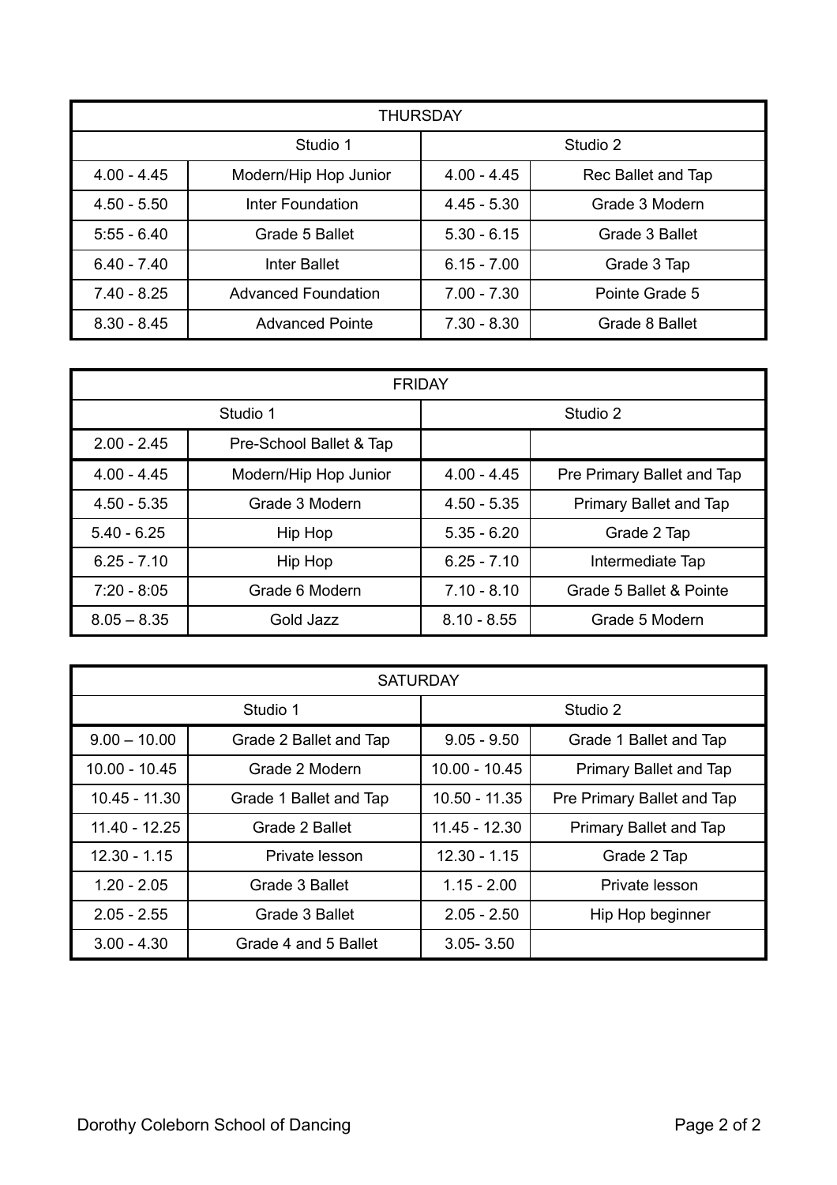| THURSDAY | | | |
|---|---|---|---|
| Studio 1 | | Studio 2 | |
| 4.00 - 4.45 | Modern/Hip Hop Junior | 4.00 - 4.45 | Rec Ballet and Tap |
| 4.50 - 5.50 | Inter Foundation | 4.45 - 5.30 | Grade 3 Modern |
| 5:55 - 6.40 | Grade 5 Ballet | 5.30 - 6.15 | Grade 3 Ballet |
| 6.40 - 7.40 | Inter Ballet | 6.15 - 7.00 | Grade 3 Tap |
| 7.40 - 8.25 | Advanced Foundation | 7.00 - 7.30 | Pointe Grade 5 |
| 8.30 - 8.45 | Advanced Pointe | 7.30 - 8.30 | Grade 8 Ballet |

| FRIDAY | | | |
|---|---|---|---|
| Studio 1 | | Studio 2 | |
| 2.00 - 2.45 | Pre-School Ballet & Tap | | |
| 4.00 - 4.45 | Modern/Hip Hop Junior | 4.00 - 4.45 | Pre Primary Ballet and Tap |
| 4.50 - 5.35 | Grade 3 Modern | 4.50 - 5.35 | Primary Ballet and Tap |
| 5.40 - 6.25 | Hip Hop | 5.35 - 6.20 | Grade 2 Tap |
| 6.25 - 7.10 | Hip Hop | 6.25 - 7.10 | Intermediate Tap |
| 7:20 - 8:05 | Grade 6 Modern | 7.10 - 8.10 | Grade 5 Ballet & Pointe |
| 8.05 – 8.35 | Gold Jazz | 8.10 - 8.55 | Grade 5 Modern |

| SATURDAY | | | |
|---|---|---|---|
| Studio 1 | | Studio 2 | |
| 9.00 – 10.00 | Grade 2 Ballet and Tap | 9.05 - 9.50 | Grade 1 Ballet and Tap |
| 10.00 - 10.45 | Grade 2 Modern | 10.00 - 10.45 | Primary Ballet and Tap |
| 10.45 - 11.30 | Grade 1 Ballet and Tap | 10.50 - 11.35 | Pre Primary Ballet and Tap |
| 11.40 - 12.25 | Grade 2 Ballet | 11.45 - 12.30 | Primary Ballet and Tap |
| 12.30 - 1.15 | Private lesson | 12.30 - 1.15 | Grade 2 Tap |
| 1.20 - 2.05 | Grade 3 Ballet | 1.15 - 2.00 | Private lesson |
| 2.05 - 2.55 | Grade 3 Ballet | 2.05 - 2.50 | Hip Hop beginner |
| 3.00 - 4.30 | Grade 4 and 5 Ballet | 3.05- 3.50 | |

Dorothy Coleborn School of Dancing